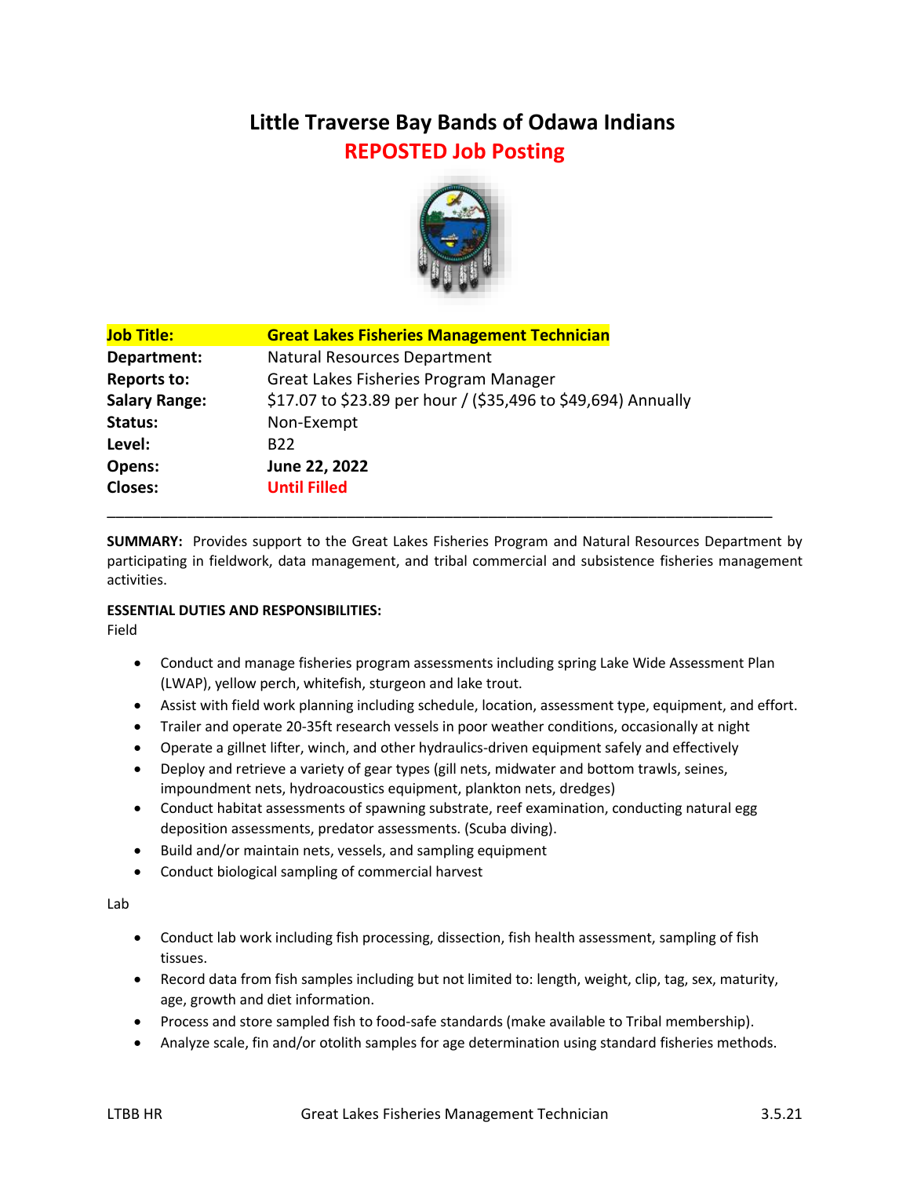# Little Traverse Bay Bands of Odawa Indians

## REPOSTED Job Posting

| | |
|---|---|
| **Job Title:** | **Great Lakes Fisheries Management Technician** |
| **Department:** | Natural Resources Department |
| **Reports to:** | Great Lakes Fisheries Program Manager |
| **Salary Range:** | $17.07 to $23.89 per hour / ($35,496 to $49,694) Annually |
| **Status:** | Non-Exempt |
| **Level:** | B22 |
| **Opens:** | **June 22, 2022** |
| **Closes:** | **Until Filled** |

---

**SUMMARY:** Provides support to the Great Lakes Fisheries Program and Natural Resources Department by participating in fieldwork, data management, and tribal commercial and subsistence fisheries management activities.

**ESSENTIAL DUTIES AND RESPONSIBILITIES:**

Field

- Conduct and manage fisheries program assessments including spring Lake Wide Assessment Plan (LWAP), yellow perch, whitefish, sturgeon and lake trout.
- Assist with field work planning including schedule, location, assessment type, equipment, and effort.
- Trailer and operate 20-35ft research vessels in poor weather conditions, occasionally at night
- Operate a gillnet lifter, winch, and other hydraulics-driven equipment safely and effectively
- Deploy and retrieve a variety of gear types (gill nets, midwater and bottom trawls, seines, impoundment nets, hydroacoustics equipment, plankton nets, dredges)
- Conduct habitat assessments of spawning substrate, reef examination, conducting natural egg deposition assessments, predator assessments. (Scuba diving).
- Build and/or maintain nets, vessels, and sampling equipment
- Conduct biological sampling of commercial harvest

Lab

- Conduct lab work including fish processing, dissection, fish health assessment, sampling of fish tissues.
- Record data from fish samples including but not limited to: length, weight, clip, tag, sex, maturity, age, growth and diet information.
- Process and store sampled fish to food-safe standards (make available to Tribal membership).
- Analyze scale, fin and/or otolith samples for age determination using standard fisheries methods.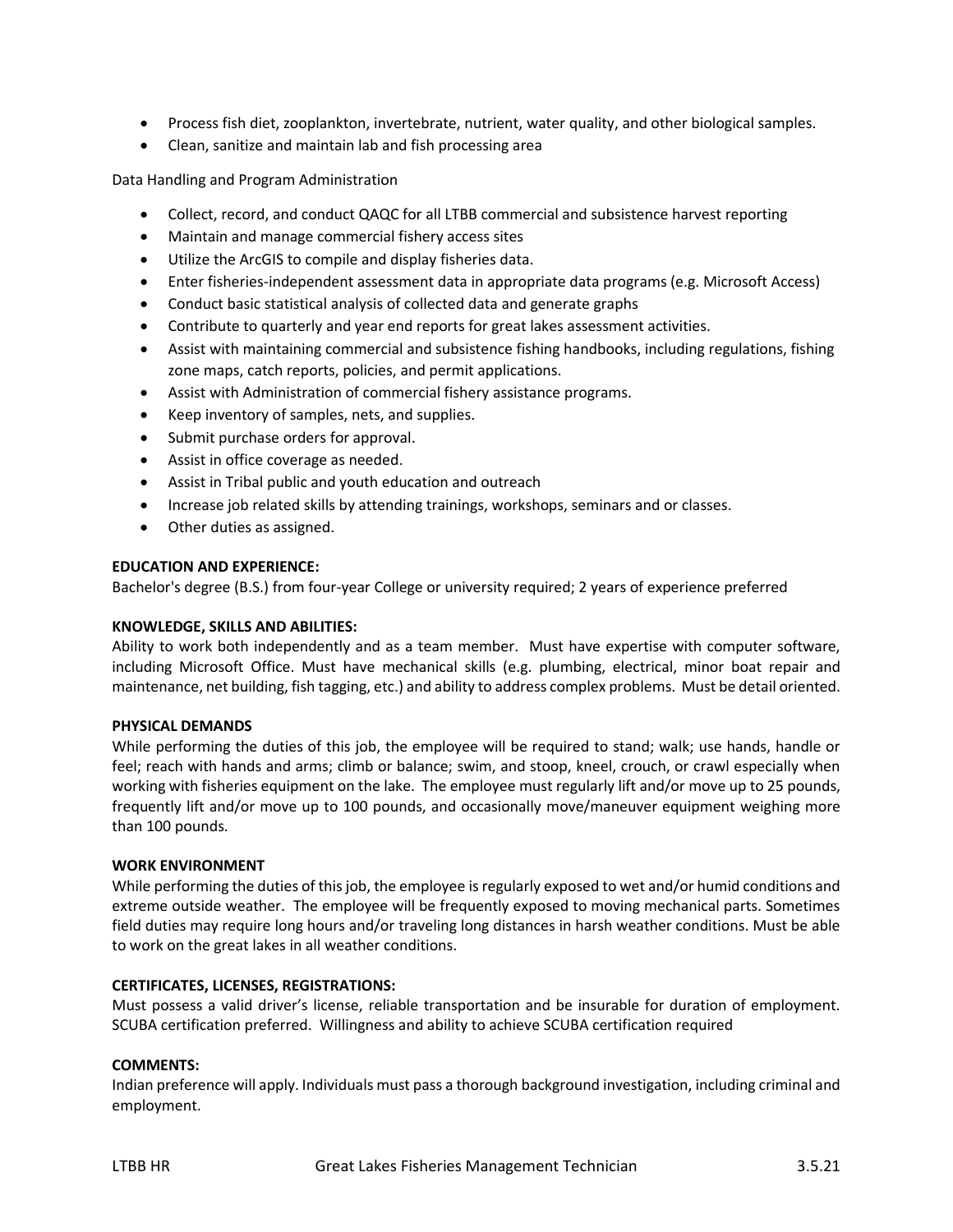- Process fish diet, zooplankton, invertebrate, nutrient, water quality, and other biological samples.
- Clean, sanitize and maintain lab and fish processing area

Data Handling and Program Administration

- Collect, record, and conduct QAQC for all LTBB commercial and subsistence harvest reporting
- Maintain and manage commercial fishery access sites
- Utilize the ArcGIS to compile and display fisheries data.
- Enter fisheries-independent assessment data in appropriate data programs (e.g. Microsoft Access)
- Conduct basic statistical analysis of collected data and generate graphs
- Contribute to quarterly and year end reports for great lakes assessment activities.
- Assist with maintaining commercial and subsistence fishing handbooks, including regulations, fishing zone maps, catch reports, policies, and permit applications.
- Assist with Administration of commercial fishery assistance programs.
- Keep inventory of samples, nets, and supplies.
- Submit purchase orders for approval.
- Assist in office coverage as needed.
- Assist in Tribal public and youth education and outreach
- Increase job related skills by attending trainings, workshops, seminars and or classes.
- Other duties as assigned.

**EDUCATION AND EXPERIENCE:**
Bachelor's degree (B.S.) from four-year College or university required; 2 years of experience preferred

**KNOWLEDGE, SKILLS AND ABILITIES:**
Ability to work both independently and as a team member. Must have expertise with computer software, including Microsoft Office. Must have mechanical skills (e.g. plumbing, electrical, minor boat repair and maintenance, net building, fish tagging, etc.) and ability to address complex problems. Must be detail oriented.

**PHYSICAL DEMANDS**
While performing the duties of this job, the employee will be required to stand; walk; use hands, handle or feel; reach with hands and arms; climb or balance; swim, and stoop, kneel, crouch, or crawl especially when working with fisheries equipment on the lake. The employee must regularly lift and/or move up to 25 pounds, frequently lift and/or move up to 100 pounds, and occasionally move/maneuver equipment weighing more than 100 pounds.

**WORK ENVIRONMENT**
While performing the duties of this job, the employee is regularly exposed to wet and/or humid conditions and extreme outside weather. The employee will be frequently exposed to moving mechanical parts. Sometimes field duties may require long hours and/or traveling long distances in harsh weather conditions. Must be able to work on the great lakes in all weather conditions.

**CERTIFICATES, LICENSES, REGISTRATIONS:**
Must possess a valid driver's license, reliable transportation and be insurable for duration of employment. SCUBA certification preferred. Willingness and ability to achieve SCUBA certification required

**COMMENTS:**
Indian preference will apply. Individuals must pass a thorough background investigation, including criminal and employment.